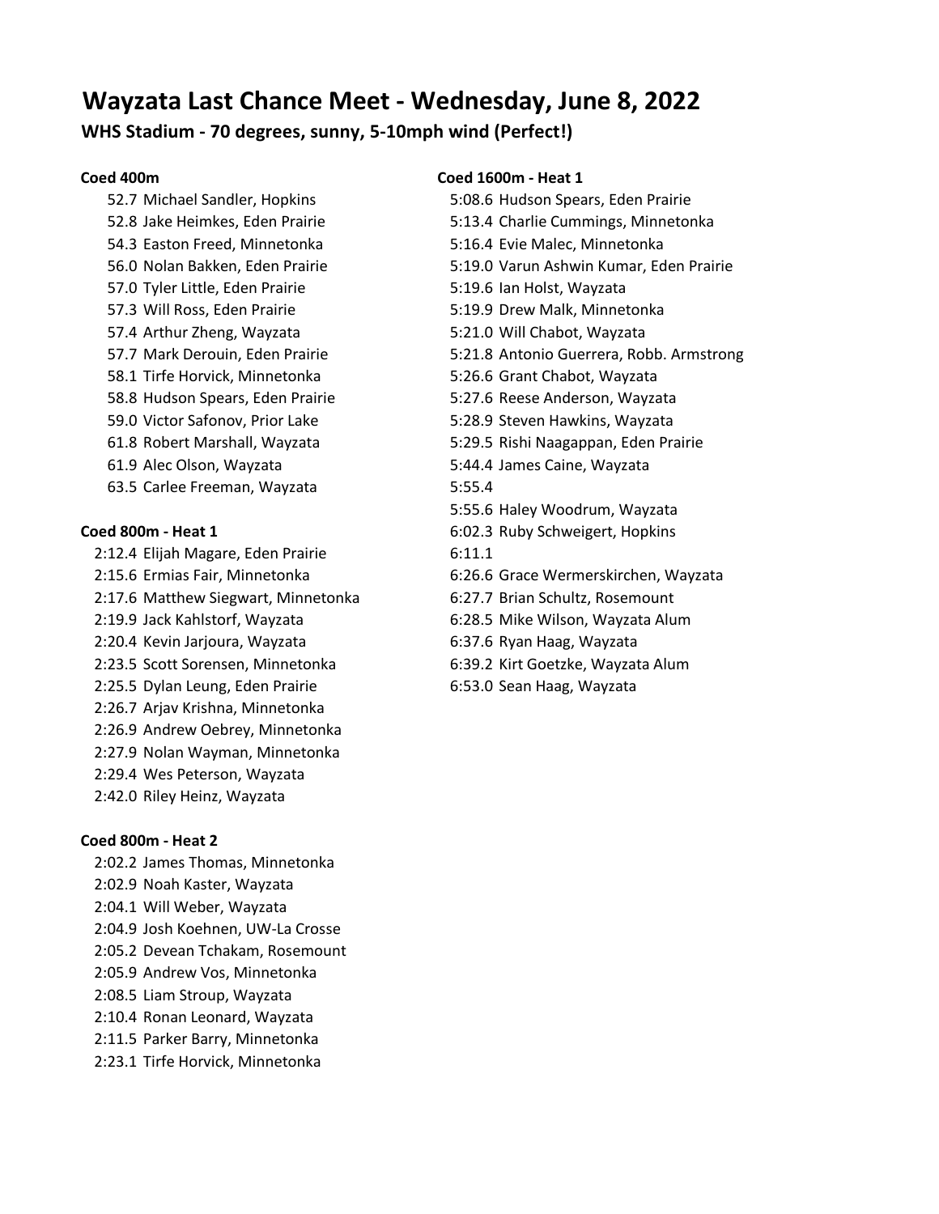# Wayzata Last Chance Meet - Wednesday, June 8, 2022

## WHS Stadium - 70 degrees, sunny, 5-10mph wind (Perfect!)

**Coed 400m**

52.7 Michael Sandler, Hopkins
52.8 Jake Heimkes, Eden Prairie
54.3 Easton Freed, Minnetonka
56.0 Nolan Bakken, Eden Prairie
57.0 Tyler Little, Eden Prairie
57.3 Will Ross, Eden Prairie
57.4 Arthur Zheng, Wayzata
57.7 Mark Derouin, Eden Prairie
58.1 Tirfe Horvick, Minnetonka
58.8 Hudson Spears, Eden Prairie
59.0 Victor Safonov, Prior Lake
61.8 Robert Marshall, Wayzata
61.9 Alec Olson, Wayzata
63.5 Carlee Freeman, Wayzata

**Coed 800m - Heat 1**

2:12.4 Elijah Magare, Eden Prairie
2:15.6 Ermias Fair, Minnetonka
2:17.6 Matthew Siegwart, Minnetonka
2:19.9 Jack Kahlstorf, Wayzata
2:20.4 Kevin Jarjoura, Wayzata
2:23.5 Scott Sorensen, Minnetonka
2:25.5 Dylan Leung, Eden Prairie
2:26.7 Arjav Krishna, Minnetonka
2:26.9 Andrew Oebrey, Minnetonka
2:27.9 Nolan Wayman, Minnetonka
2:29.4 Wes Peterson, Wayzata
2:42.0 Riley Heinz, Wayzata

**Coed 800m - Heat 2**

2:02.2 James Thomas, Minnetonka
2:02.9 Noah Kaster, Wayzata
2:04.1 Will Weber, Wayzata
2:04.9 Josh Koehnen, UW-La Crosse
2:05.2 Devean Tchakam, Rosemount
2:05.9 Andrew Vos, Minnetonka
2:08.5 Liam Stroup, Wayzata
2:10.4 Ronan Leonard, Wayzata
2:11.5 Parker Barry, Minnetonka
2:23.1 Tirfe Horvick, Minnetonka

**Coed 1600m - Heat 1**

5:08.6 Hudson Spears, Eden Prairie
5:13.4 Charlie Cummings, Minnetonka
5:16.4 Evie Malec, Minnetonka
5:19.0 Varun Ashwin Kumar, Eden Prairie
5:19.6 Ian Holst, Wayzata
5:19.9 Drew Malk, Minnetonka
5:21.0 Will Chabot, Wayzata
5:21.8 Antonio Guerrera, Robb. Armstrong
5:26.6 Grant Chabot, Wayzata
5:27.6 Reese Anderson, Wayzata
5:28.9 Steven Hawkins, Wayzata
5:29.5 Rishi Naagappan, Eden Prairie
5:44.4 James Caine, Wayzata
5:55.4
5:55.6 Haley Woodrum, Wayzata
6:02.3 Ruby Schweigert, Hopkins
6:11.1
6:26.6 Grace Wermerskirchen, Wayzata
6:27.7 Brian Schultz, Rosemount
6:28.5 Mike Wilson, Wayzata Alum
6:37.6 Ryan Haag, Wayzata
6:39.2 Kirt Goetzke, Wayzata Alum
6:53.0 Sean Haag, Wayzata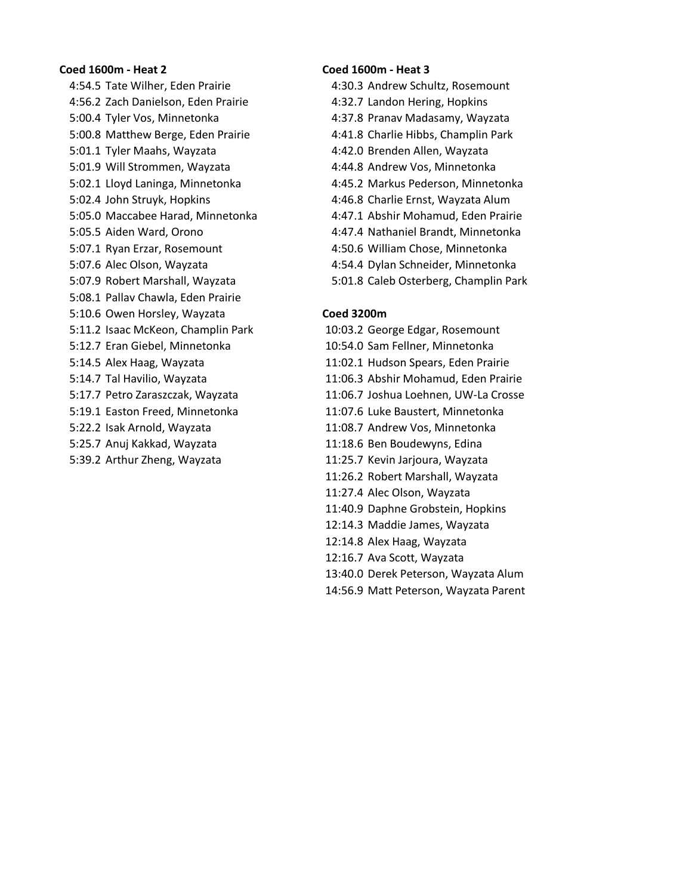**Coed 1600m - Heat 2**

4:54.5 Tate Wilher, Eden Prairie
4:56.2 Zach Danielson, Eden Prairie
5:00.4 Tyler Vos, Minnetonka
5:00.8 Matthew Berge, Eden Prairie
5:01.1 Tyler Maahs, Wayzata
5:01.9 Will Strommen, Wayzata
5:02.1 Lloyd Laninga, Minnetonka
5:02.4 John Struyk, Hopkins
5:05.0 Maccabee Harad, Minnetonka
5:05.5 Aiden Ward, Orono
5:07.1 Ryan Erzar, Rosemount
5:07.6 Alec Olson, Wayzata
5:07.9 Robert Marshall, Wayzata
5:08.1 Pallav Chawla, Eden Prairie
5:10.6 Owen Horsley, Wayzata
5:11.2 Isaac McKeon, Champlin Park
5:12.7 Eran Giebel, Minnetonka
5:14.5 Alex Haag, Wayzata
5:14.7 Tal Havilio, Wayzata
5:17.7 Petro Zaraszczak, Wayzata
5:19.1 Easton Freed, Minnetonka
5:22.2 Isak Arnold, Wayzata
5:25.7 Anuj Kakkad, Wayzata
5:39.2 Arthur Zheng, Wayzata

**Coed 1600m - Heat 3**

4:30.3 Andrew Schultz, Rosemount
4:32.7 Landon Hering, Hopkins
4:37.8 Pranav Madasamy, Wayzata
4:41.8 Charlie Hibbs, Champlin Park
4:42.0 Brenden Allen, Wayzata
4:44.8 Andrew Vos, Minnetonka
4:45.2 Markus Pederson, Minnetonka
4:46.8 Charlie Ernst, Wayzata Alum
4:47.1 Abshir Mohamud, Eden Prairie
4:47.4 Nathaniel Brandt, Minnetonka
4:50.6 William Chose, Minnetonka
4:54.4 Dylan Schneider, Minnetonka
5:01.8 Caleb Osterberg, Champlin Park

**Coed 3200m**

10:03.2 George Edgar, Rosemount
10:54.0 Sam Fellner, Minnetonka
11:02.1 Hudson Spears, Eden Prairie
11:06.3 Abshir Mohamud, Eden Prairie
11:06.7 Joshua Loehnen, UW-La Crosse
11:07.6 Luke Baustert, Minnetonka
11:08.7 Andrew Vos, Minnetonka
11:18.6 Ben Boudewyns, Edina
11:25.7 Kevin Jarjoura, Wayzata
11:26.2 Robert Marshall, Wayzata
11:27.4 Alec Olson, Wayzata
11:40.9 Daphne Grobstein, Hopkins
12:14.3 Maddie James, Wayzata
12:14.8 Alex Haag, Wayzata
12:16.7 Ava Scott, Wayzata
13:40.0 Derek Peterson, Wayzata Alum
14:56.9 Matt Peterson, Wayzata Parent